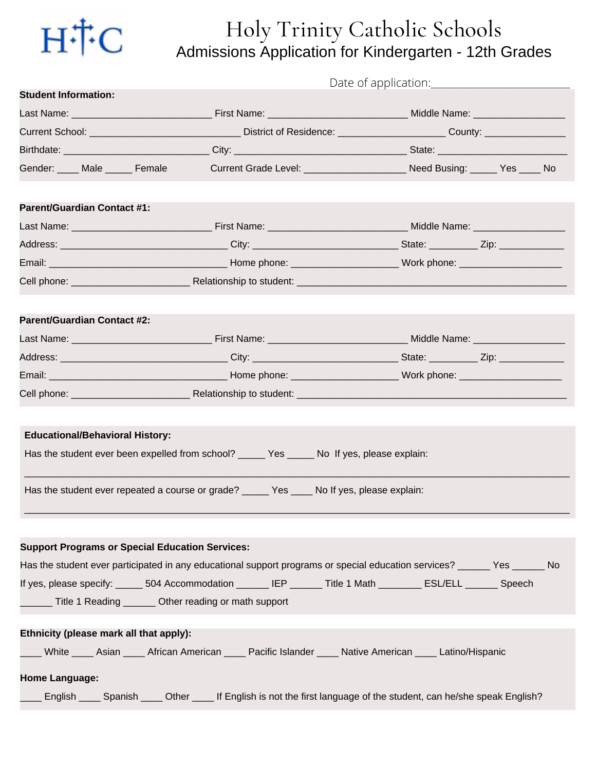# Holy Trinity Catholic Schools

## Admissions Application for Kindergarten - 12th Grades

Date of application:_________________________

**Student Information:**

Last Name: _________________________ First Name: _________________________ Middle Name: ________________

Current School: ___________________________ District of Residence: ___________________ County: _______________

Birthdate: __________________________ City: _______________________________ State: ________________________

Gender: ____ Male _____ Female Current Grade Level: __________________ Need Busing: _____ Yes ____ No

**Parent/Guardian Contact #1:**

Last Name: _________________________ First Name: _________________________ Middle Name: ________________

Address: ______________________________ City: __________________________ State: ________ Zip: ____________

Email: ________________________________ Home phone: ___________________ Work phone: ___________________

Cell phone: _____________________ Relationship to student: _______________________________________________

**Parent/Guardian Contact #2:**

Last Name: _________________________ First Name: _________________________ Middle Name: ________________

Address: ______________________________ City: __________________________ State: ________ Zip: ____________

Email: ________________________________ Home phone: ___________________ Work phone: ___________________

Cell phone: _____________________ Relationship to student: _______________________________________________

**Educational/Behavioral History:**

Has the student ever been expelled from school? _____ Yes _____ No If yes, please explain:

______________________________________________________________________________________________

Has the student ever repeated a course or grade? _____ Yes ____ No If yes, please explain:

______________________________________________________________________________________________

**Support Programs or Special Education Services:**

Has the student ever participated in any educational support programs or special education services? ______ Yes ______ No

If yes, please specify: _____ 504 Accommodation ______ IEP ______ Title 1 Math ________ ESL/ELL ______ Speech

______ Title 1 Reading ______ Other reading or math support

**Ethnicity (please mark all that apply):**

____ White ____ Asian ____ African American ____ Pacific Islander ____ Native American ____ Latino/Hispanic

**Home Language:**

____ English ____ Spanish ____ Other ____ If English is not the first language of the student, can he/she speak English?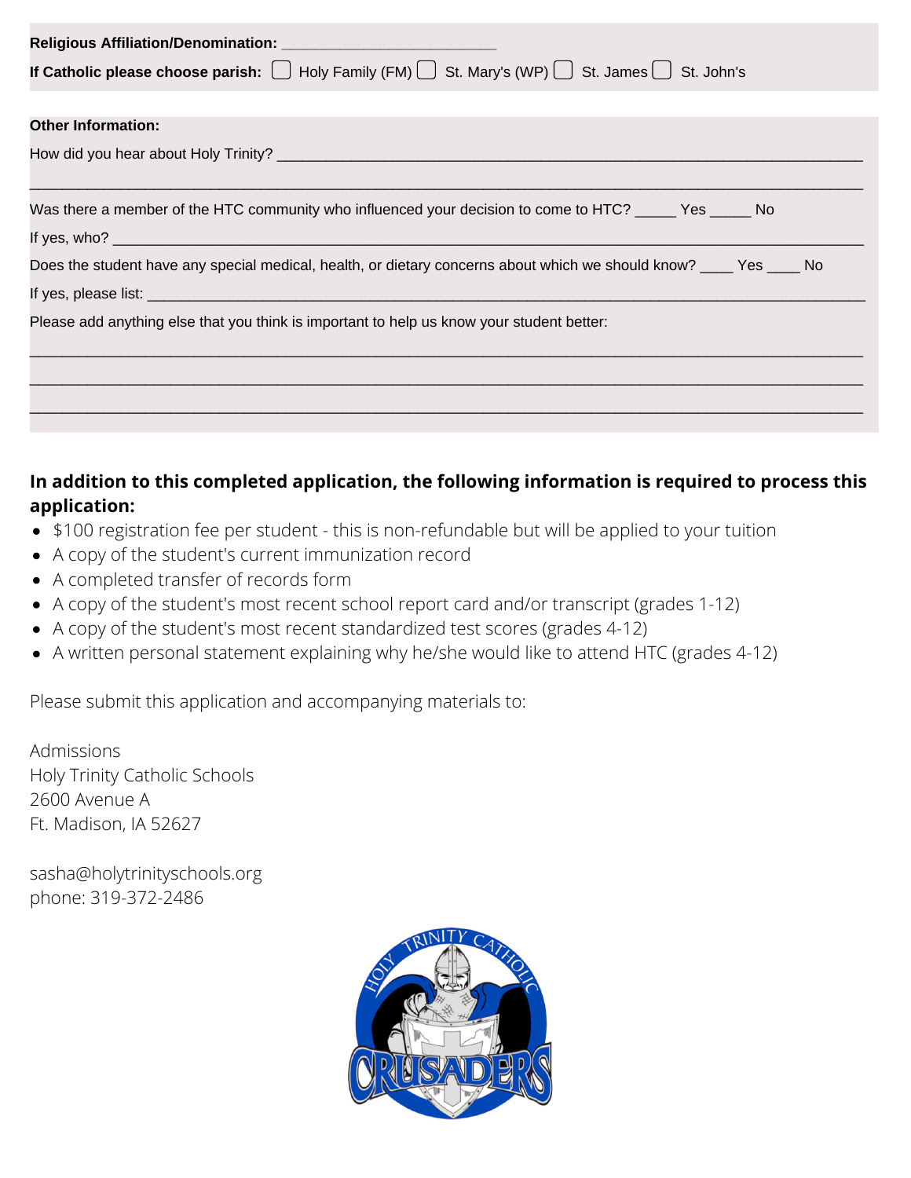**Religious Affiliation/Denomination:** ___________________________

**If Catholic please choose parish:** ☐ Holy Family (FM) ☐ St. Mary's (WP) ☐ St. James ☐ St. John's

**Other Information:**

How did you hear about Holy Trinity? ___________________________________________________________________________

___________________________________________________________________________________________________

Was there a member of the HTC community who influenced your decision to come to HTC? _____ Yes _____ No

If yes, who? _______________________________________________________________________________________

Does the student have any special medical, health, or dietary concerns about which we should know? ____ Yes ____ No

If yes, please list: __________________________________________________________________________________

Please add anything else that you think is important to help us know your student better:

___________________________________________________________________________________________________

___________________________________________________________________________________________________

___________________________________________________________________________________________________

**In addition to this completed application, the following information is required to process this application:**

- $100 registration fee per student - this is non-refundable but will be applied to your tuition
- A copy of the student's current immunization record
- A completed transfer of records form
- A copy of the student's most recent school report card and/or transcript (grades 1-12)
- A copy of the student's most recent standardized test scores (grades 4-12)
- A written personal statement explaining why he/she would like to attend HTC (grades 4-12)

Please submit this application and accompanying materials to:

Admissions
Holy Trinity Catholic Schools
2600 Avenue A
Ft. Madison, IA 52627

sasha@holytrinityschools.org
phone: 319-372-2486

HOLY TRINITY CATHOLIC
CRUSADERS